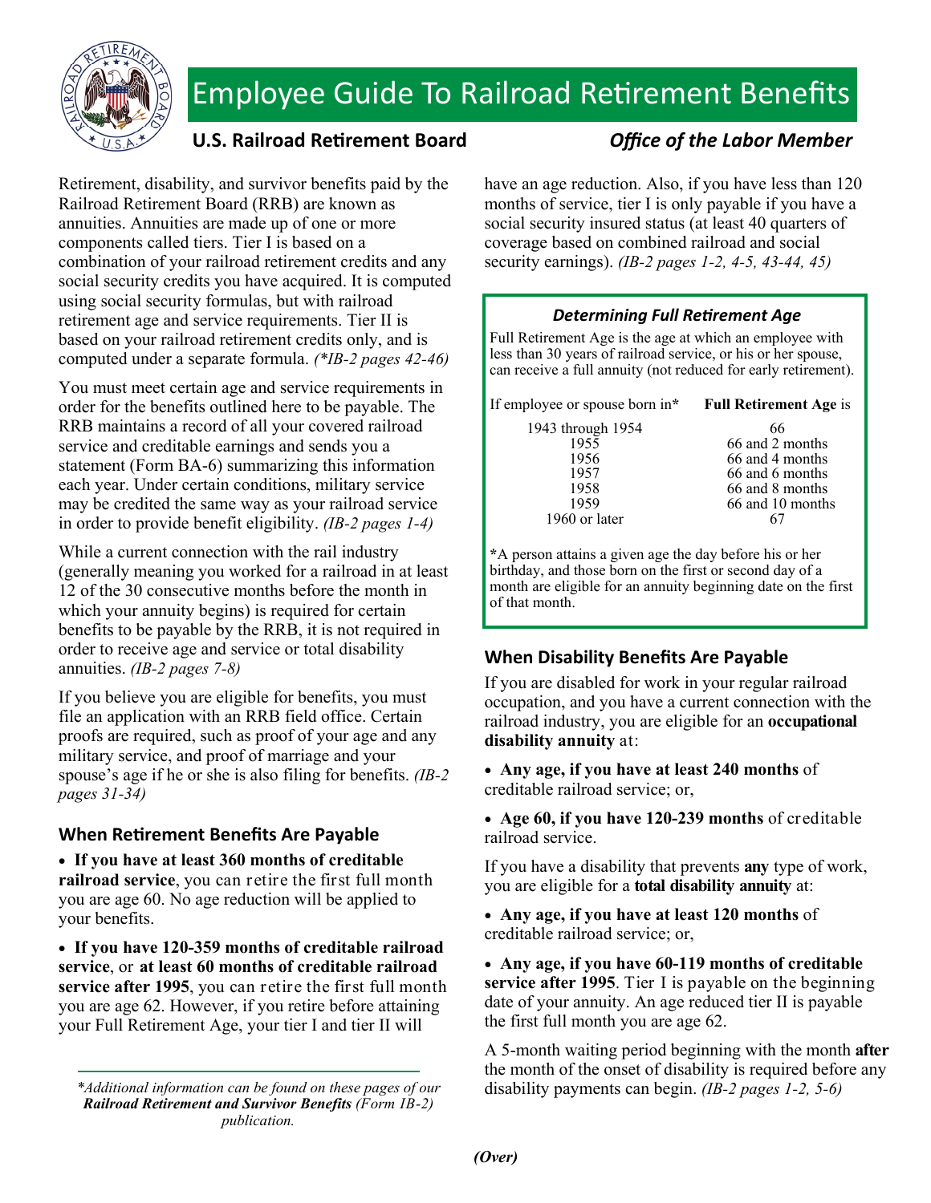# Employee Guide To Railroad Retirement Benefits

**U.S. Railroad Retirement Board** *Office of the Labor Member*

Retirement, disability, and survivor benefits paid by the Railroad Retirement Board (RRB) are known as annuities. Annuities are made up of one or more components called tiers. Tier I is based on a combination of your railroad retirement credits and any social security credits you have acquired. It is computed using social security formulas, but with railroad retirement age and service requirements. Tier II is based on your railroad retirement credits only, and is computed under a separate formula. *(*IB-2 pages 42-46)*

You must meet certain age and service requirements in order for the benefits outlined here to be payable. The RRB maintains a record of all your covered railroad service and creditable earnings and sends you a statement (Form BA-6) summarizing this information each year. Under certain conditions, military service may be credited the same way as your railroad service in order to provide benefit eligibility. *(IB-2 pages 1-4)*

While a current connection with the rail industry (generally meaning you worked for a railroad in at least 12 of the 30 consecutive months before the month in which your annuity begins) is required for certain benefits to be payable by the RRB, it is not required in order to receive age and service or total disability annuities. *(IB-2 pages 7-8)*

If you believe you are eligible for benefits, you must file an application with an RRB field office. Certain proofs are required, such as proof of your age and any military service, and proof of marriage and your spouse's age if he or she is also filing for benefits. *(IB-2 pages 31-34)*

## When Retirement Benefits Are Payable

- **If you have at least 360 months of creditable railroad service**, you can retire the first full month you are age 60. No age reduction will be applied to your benefits.
- **If you have 120-359 months of creditable railroad service**, or **at least 60 months of creditable railroad service after 1995**, you can retire the first full month you are age 62. However, if you retire before attaining your Full Retirement Age, your tier I and tier II will have an age reduction. Also, if you have less than 120 months of service, tier I is only payable if you have a social security insured status (at least 40 quarters of coverage based on combined railroad and social security earnings). *(IB-2 pages 1-2, 4-5, 43-44, 45)*

### *Determining Full Retirement Age*

Full Retirement Age is the age at which an employee with less than 30 years of railroad service, or his or her spouse, can receive a full annuity (not reduced for early retirement).

| If employee or spouse born in* | **Full Retirement Age** is |
|---|---|
| 1943 through 1954 | 66 |
| 1955 | 66 and 2 months |
| 1956 | 66 and 4 months |
| 1957 | 66 and 6 months |
| 1958 | 66 and 8 months |
| 1959 | 66 and 10 months |
| 1960 or later | 67 |

***A person attains a given age the day before his or her birthday, and those born on the first or second day of a month are eligible for an annuity beginning date on the first of that month.

## When Disability Benefits Are Payable

If you are disabled for work in your regular railroad occupation, and you have a current connection with the railroad industry, you are eligible for an **occupational disability annuity** at:

- **Any age, if you have at least 240 months** of creditable railroad service; or,
- **Age 60, if you have 120-239 months** of creditable railroad service.

If you have a disability that prevents **any** type of work, you are eligible for a **total disability annuity** at:

- **Any age, if you have at least 120 months** of creditable railroad service; or,
- **Any age, if you have 60-119 months of creditable service after 1995**. Tier I is payable on the beginning date of your annuity. An age reduced tier II is payable the first full month you are age 62.

A 5-month waiting period beginning with the month **after** the month of the onset of disability is required before any disability payments can begin. *(IB-2 pages 1-2, 5-6)*

---

*\*Additional information can be found on these pages of our* ***Railroad Retirement and Survivor Benefits*** *(Form IB-2) publication.*

***(Over)***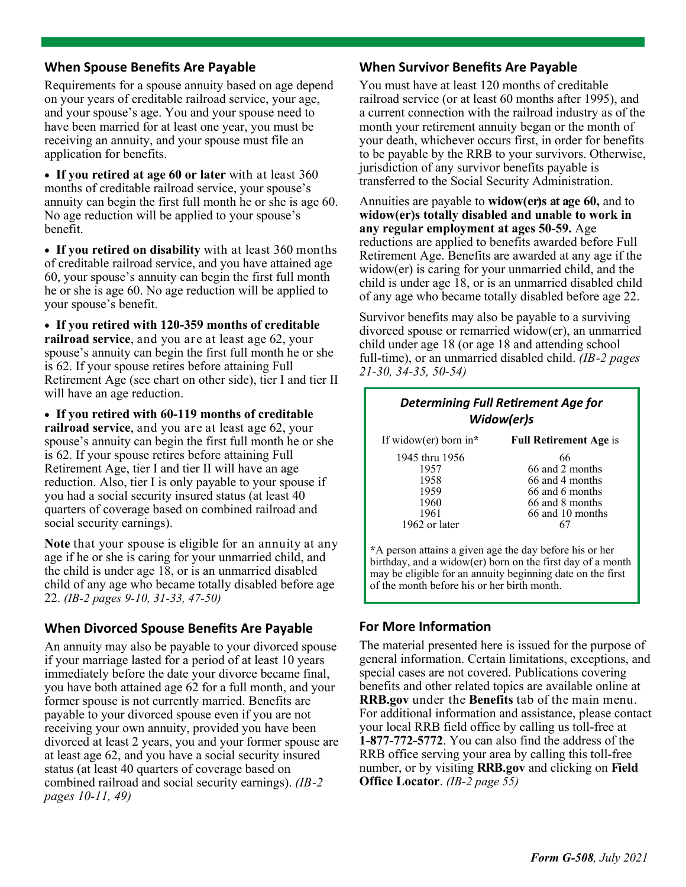## When Spouse Benefits Are Payable

Requirements for a spouse annuity based on age depend on your years of creditable railroad service, your age, and your spouse's age. You and your spouse need to have been married for at least one year, you must be receiving an annuity, and your spouse must file an application for benefits.

- **If you retired at age 60 or later** with at least 360 months of creditable railroad service, your spouse's annuity can begin the first full month he or she is age 60. No age reduction will be applied to your spouse's benefit.

- **If you retired on disability** with at least 360 months of creditable railroad service, and you have attained age 60, your spouse's annuity can begin the first full month he or she is age 60. No age reduction will be applied to your spouse's benefit.

- **If you retired with 120-359 months of creditable railroad service**, and you are at least age 62, your spouse's annuity can begin the first full month he or she is 62. If your spouse retires before attaining Full Retirement Age (see chart on other side), tier I and tier II will have an age reduction.

- **If you retired with 60-119 months of creditable railroad service**, and you are at least age 62, your spouse's annuity can begin the first full month he or she is 62. If your spouse retires before attaining Full Retirement Age, tier I and tier II will have an age reduction. Also, tier I is only payable to your spouse if you had a social security insured status (at least 40 quarters of coverage based on combined railroad and social security earnings).

**Note** that your spouse is eligible for an annuity at any age if he or she is caring for your unmarried child, and the child is under age 18, or is an unmarried disabled child of any age who became totally disabled before age 22. *(IB-2 pages 9-10, 31-33, 47-50)*

## When Divorced Spouse Benefits Are Payable

An annuity may also be payable to your divorced spouse if your marriage lasted for a period of at least 10 years immediately before the date your divorce became final, you have both attained age 62 for a full month, and your former spouse is not currently married. Benefits are payable to your divorced spouse even if you are not receiving your own annuity, provided you have been divorced at least 2 years, you and your former spouse are at least age 62, and you have a social security insured status (at least 40 quarters of coverage based on combined railroad and social security earnings). *(IB-2 pages 10-11, 49)*

## When Survivor Benefits Are Payable

You must have at least 120 months of creditable railroad service (or at least 60 months after 1995), and a current connection with the railroad industry as of the month your retirement annuity began or the month of your death, whichever occurs first, in order for benefits to be payable by the RRB to your survivors. Otherwise, jurisdiction of any survivor benefits payable is transferred to the Social Security Administration.

Annuities are payable to **widow(er)s at age 60,** and to **widow(er)s totally disabled and unable to work in any regular employment at ages 50-59.** Age reductions are applied to benefits awarded before Full Retirement Age. Benefits are awarded at any age if the widow(er) is caring for your unmarried child, and the child is under age 18, or is an unmarried disabled child of any age who became totally disabled before age 22.

Survivor benefits may also be payable to a surviving divorced spouse or remarried widow(er), an unmarried child under age 18 (or age 18 and attending school full-time), or an unmarried disabled child. *(IB-2 pages 21-30, 34-35, 50-54)*

### *Determining Full Retirement Age for Widow(er)s*

| If widow(er) born in* | **Full Retirement Age** is |
|---|---|
| 1945 thru 1956 | 66 |
| 1957 | 66 and 2 months |
| 1958 | 66 and 4 months |
| 1959 | 66 and 6 months |
| 1960 | 66 and 8 months |
| 1961 | 66 and 10 months |
| 1962 or later | 67 |

*A person attains a given age the day before his or her birthday, and a widow(er) born on the first day of a month may be eligible for an annuity beginning date on the first of the month before his or her birth month.

## For More Information

The material presented here is issued for the purpose of general information. Certain limitations, exceptions, and special cases are not covered. Publications covering benefits and other related topics are available online at **RRB.gov** under the **Benefits** tab of the main menu. For additional information and assistance, please contact your local RRB field office by calling us toll-free at **1-877-772-5772**. You can also find the address of the RRB office serving your area by calling this toll-free number, or by visiting **RRB.gov** and clicking on **Field Office Locator**. *(IB-2 page 55)*

***Form G-508**, July 2021*